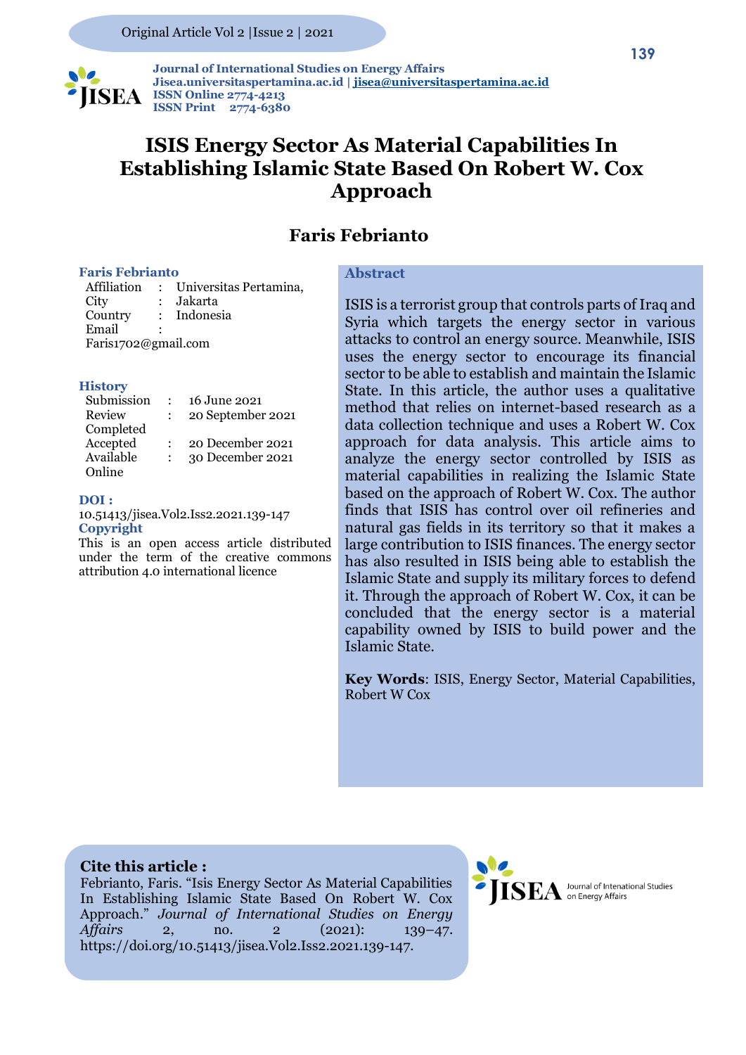# ISIS Energy Sector As Material Capabilities In Establishing Islamic State Based On Robert W. Cox Approach

## Faris Febrianto

**Faris Febrianto**
Affiliation : Universitas Pertamina,
City : Jakarta
Country : Indonesia
Email : Faris1702@gmail.com

**History**
Submission : 16 June 2021
Review Completed : 20 September 2021
Accepted : 20 December 2021
Available Online : 30 December 2021

**DOI :**
10.51413/jisea.Vol2.Iss2.2021.139-147

**Copyright**
This is an open access article distributed under the term of the creative commons attribution 4.0 international licence

**Abstract**

ISIS is a terrorist group that controls parts of Iraq and Syria which targets the energy sector in various attacks to control an energy source. Meanwhile, ISIS uses the energy sector to encourage its financial sector to be able to establish and maintain the Islamic State. In this article, the author uses a qualitative method that relies on internet-based research as a data collection technique and uses a Robert W. Cox approach for data analysis. This article aims to analyze the energy sector controlled by ISIS as material capabilities in realizing the Islamic State based on the approach of Robert W. Cox. The author finds that ISIS has control over oil refineries and natural gas fields in its territory so that it makes a large contribution to ISIS finances. The energy sector has also resulted in ISIS being able to establish the Islamic State and supply its military forces to defend it. Through the approach of Robert W. Cox, it can be concluded that the energy sector is a material capability owned by ISIS to build power and the Islamic State.

**Key Words**: ISIS, Energy Sector, Material Capabilities, Robert W Cox

**Cite this article :**
Febrianto, Faris. "Isis Energy Sector As Material Capabilities In Establishing Islamic State Based On Robert W. Cox Approach." *Journal of International Studies on Energy Affairs* 2, no. 2 (2021): 139–47. https://doi.org/10.51413/jisea.Vol2.Iss2.2021.139-147.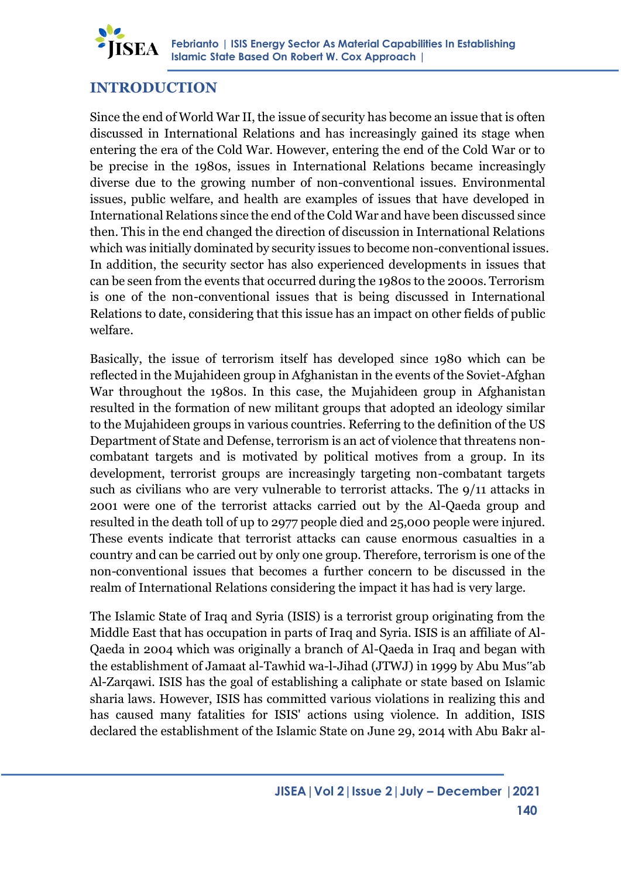## INTRODUCTION

Since the end of World War II, the issue of security has become an issue that is often discussed in International Relations and has increasingly gained its stage when entering the era of the Cold War. However, entering the end of the Cold War or to be precise in the 1980s, issues in International Relations became increasingly diverse due to the growing number of non-conventional issues. Environmental issues, public welfare, and health are examples of issues that have developed in International Relations since the end of the Cold War and have been discussed since then. This in the end changed the direction of discussion in International Relations which was initially dominated by security issues to become non-conventional issues. In addition, the security sector has also experienced developments in issues that can be seen from the events that occurred during the 1980s to the 2000s. Terrorism is one of the non-conventional issues that is being discussed in International Relations to date, considering that this issue has an impact on other fields of public welfare.

Basically, the issue of terrorism itself has developed since 1980 which can be reflected in the Mujahideen group in Afghanistan in the events of the Soviet-Afghan War throughout the 1980s. In this case, the Mujahideen group in Afghanistan resulted in the formation of new militant groups that adopted an ideology similar to the Mujahideen groups in various countries. Referring to the definition of the US Department of State and Defense, terrorism is an act of violence that threatens non-combatant targets and is motivated by political motives from a group. In its development, terrorist groups are increasingly targeting non-combatant targets such as civilians who are very vulnerable to terrorist attacks. The 9/11 attacks in 2001 were one of the terrorist attacks carried out by the Al-Qaeda group and resulted in the death toll of up to 2977 people died and 25,000 people were injured. These events indicate that terrorist attacks can cause enormous casualties in a country and can be carried out by only one group. Therefore, terrorism is one of the non-conventional issues that becomes a further concern to be discussed in the realm of International Relations considering the impact it has had is very large.

The Islamic State of Iraq and Syria (ISIS) is a terrorist group originating from the Middle East that has occupation in parts of Iraq and Syria. ISIS is an affiliate of Al-Qaeda in 2004 which was originally a branch of Al-Qaeda in Iraq and began with the establishment of Jamaat al-Tawhid wa-l-Jihad (JTWJ) in 1999 by Abu Mus"ab Al-Zarqawi. ISIS has the goal of establishing a caliphate or state based on Islamic sharia laws. However, ISIS has committed various violations in realizing this and has caused many fatalities for ISIS' actions using violence. In addition, ISIS declared the establishment of the Islamic State on June 29, 2014 with Abu Bakr al-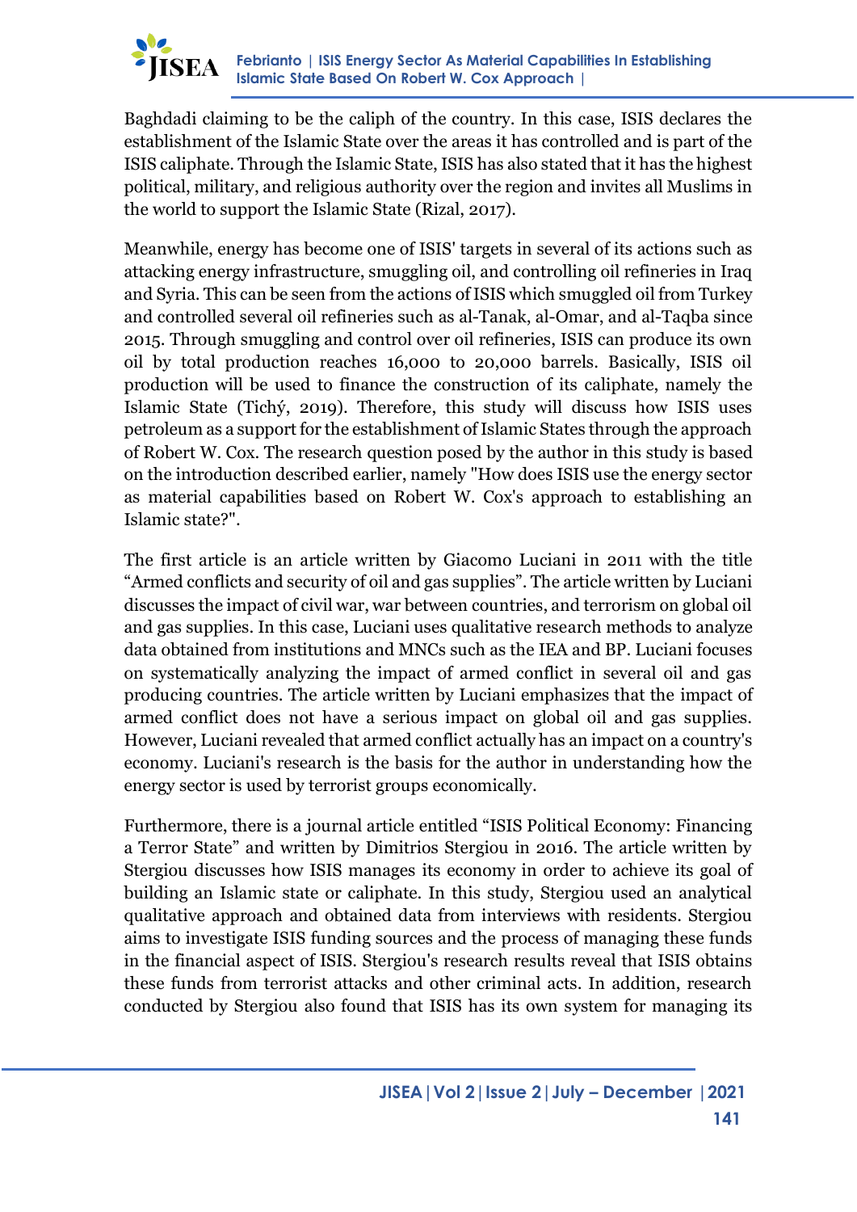Baghdadi claiming to be the caliph of the country. In this case, ISIS declares the establishment of the Islamic State over the areas it has controlled and is part of the ISIS caliphate. Through the Islamic State, ISIS has also stated that it has the highest political, military, and religious authority over the region and invites all Muslims in the world to support the Islamic State (Rizal, 2017).

Meanwhile, energy has become one of ISIS' targets in several of its actions such as attacking energy infrastructure, smuggling oil, and controlling oil refineries in Iraq and Syria. This can be seen from the actions of ISIS which smuggled oil from Turkey and controlled several oil refineries such as al-Tanak, al-Omar, and al-Taqba since 2015. Through smuggling and control over oil refineries, ISIS can produce its own oil by total production reaches 16,000 to 20,000 barrels. Basically, ISIS oil production will be used to finance the construction of its caliphate, namely the Islamic State (Tichý, 2019). Therefore, this study will discuss how ISIS uses petroleum as a support for the establishment of Islamic States through the approach of Robert W. Cox. The research question posed by the author in this study is based on the introduction described earlier, namely "How does ISIS use the energy sector as material capabilities based on Robert W. Cox's approach to establishing an Islamic state?".

The first article is an article written by Giacomo Luciani in 2011 with the title "Armed conflicts and security of oil and gas supplies". The article written by Luciani discusses the impact of civil war, war between countries, and terrorism on global oil and gas supplies. In this case, Luciani uses qualitative research methods to analyze data obtained from institutions and MNCs such as the IEA and BP. Luciani focuses on systematically analyzing the impact of armed conflict in several oil and gas producing countries. The article written by Luciani emphasizes that the impact of armed conflict does not have a serious impact on global oil and gas supplies. However, Luciani revealed that armed conflict actually has an impact on a country's economy. Luciani's research is the basis for the author in understanding how the energy sector is used by terrorist groups economically.

Furthermore, there is a journal article entitled "ISIS Political Economy: Financing a Terror State" and written by Dimitrios Stergiou in 2016. The article written by Stergiou discusses how ISIS manages its economy in order to achieve its goal of building an Islamic state or caliphate. In this study, Stergiou used an analytical qualitative approach and obtained data from interviews with residents. Stergiou aims to investigate ISIS funding sources and the process of managing these funds in the financial aspect of ISIS. Stergiou's research results reveal that ISIS obtains these funds from terrorist attacks and other criminal acts. In addition, research conducted by Stergiou also found that ISIS has its own system for managing its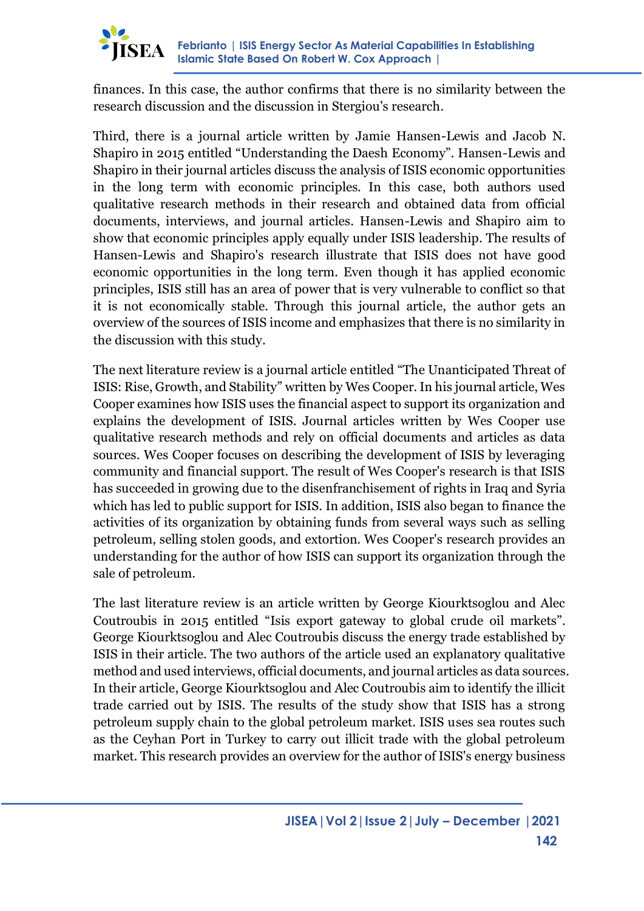finances. In this case, the author confirms that there is no similarity between the research discussion and the discussion in Stergiou's research.

Third, there is a journal article written by Jamie Hansen-Lewis and Jacob N. Shapiro in 2015 entitled “Understanding the Daesh Economy”. Hansen-Lewis and Shapiro in their journal articles discuss the analysis of ISIS economic opportunities in the long term with economic principles. In this case, both authors used qualitative research methods in their research and obtained data from official documents, interviews, and journal articles. Hansen-Lewis and Shapiro aim to show that economic principles apply equally under ISIS leadership. The results of Hansen-Lewis and Shapiro's research illustrate that ISIS does not have good economic opportunities in the long term. Even though it has applied economic principles, ISIS still has an area of power that is very vulnerable to conflict so that it is not economically stable. Through this journal article, the author gets an overview of the sources of ISIS income and emphasizes that there is no similarity in the discussion with this study.

The next literature review is a journal article entitled “The Unanticipated Threat of ISIS: Rise, Growth, and Stability” written by Wes Cooper. In his journal article, Wes Cooper examines how ISIS uses the financial aspect to support its organization and explains the development of ISIS. Journal articles written by Wes Cooper use qualitative research methods and rely on official documents and articles as data sources. Wes Cooper focuses on describing the development of ISIS by leveraging community and financial support. The result of Wes Cooper's research is that ISIS has succeeded in growing due to the disenfranchisement of rights in Iraq and Syria which has led to public support for ISIS. In addition, ISIS also began to finance the activities of its organization by obtaining funds from several ways such as selling petroleum, selling stolen goods, and extortion. Wes Cooper's research provides an understanding for the author of how ISIS can support its organization through the sale of petroleum.

The last literature review is an article written by George Kiourktsoglou and Alec Coutroubis in 2015 entitled “Isis export gateway to global crude oil markets”. George Kiourktsoglou and Alec Coutroubis discuss the energy trade established by ISIS in their article. The two authors of the article used an explanatory qualitative method and used interviews, official documents, and journal articles as data sources. In their article, George Kiourktsoglou and Alec Coutroubis aim to identify the illicit trade carried out by ISIS. The results of the study show that ISIS has a strong petroleum supply chain to the global petroleum market. ISIS uses sea routes such as the Ceyhan Port in Turkey to carry out illicit trade with the global petroleum market. This research provides an overview for the author of ISIS's energy business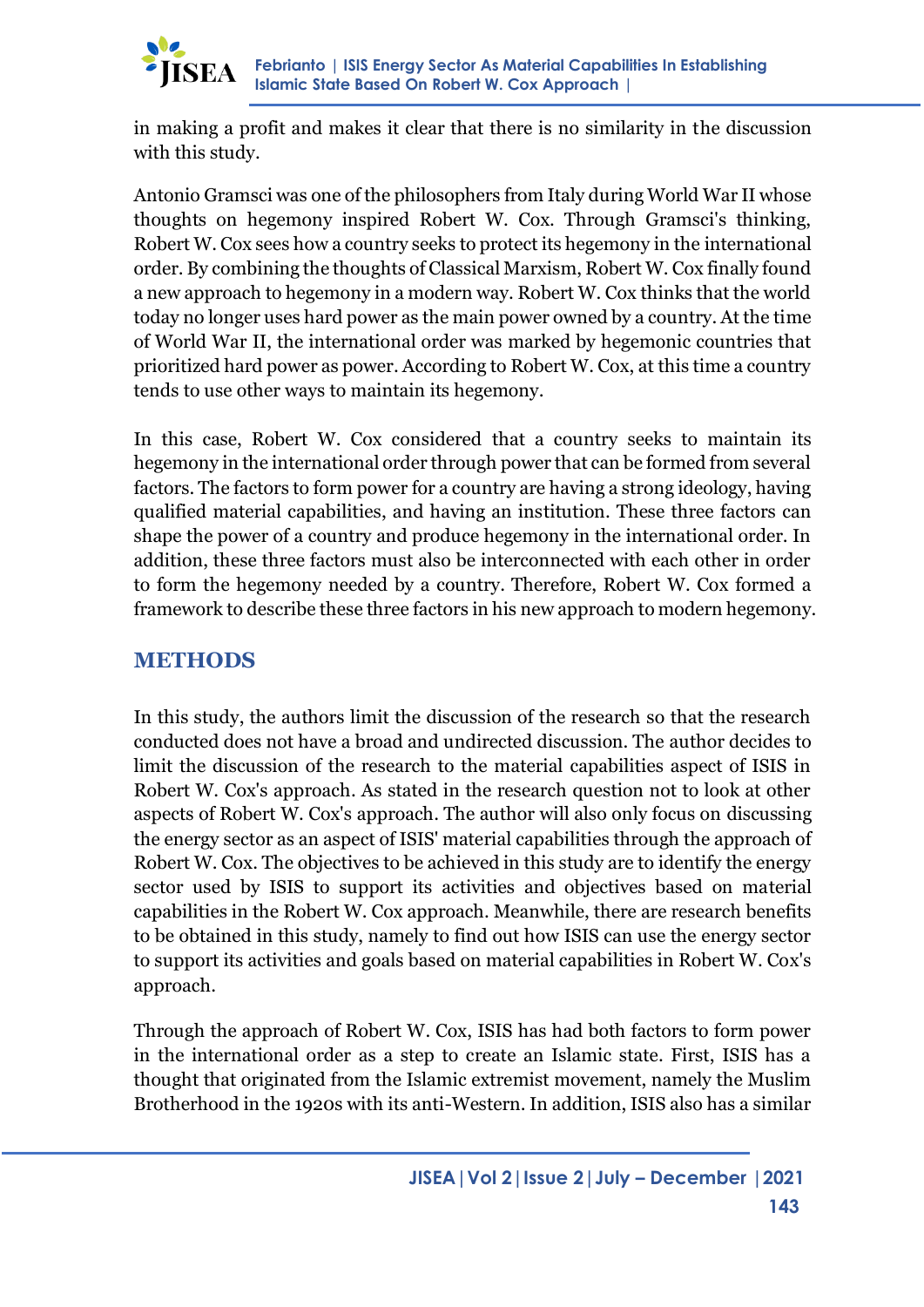in making a profit and makes it clear that there is no similarity in the discussion with this study.

Antonio Gramsci was one of the philosophers from Italy during World War II whose thoughts on hegemony inspired Robert W. Cox. Through Gramsci's thinking, Robert W. Cox sees how a country seeks to protect its hegemony in the international order. By combining the thoughts of Classical Marxism, Robert W. Cox finally found a new approach to hegemony in a modern way. Robert W. Cox thinks that the world today no longer uses hard power as the main power owned by a country. At the time of World War II, the international order was marked by hegemonic countries that prioritized hard power as power. According to Robert W. Cox, at this time a country tends to use other ways to maintain its hegemony.

In this case, Robert W. Cox considered that a country seeks to maintain its hegemony in the international order through power that can be formed from several factors. The factors to form power for a country are having a strong ideology, having qualified material capabilities, and having an institution. These three factors can shape the power of a country and produce hegemony in the international order. In addition, these three factors must also be interconnected with each other in order to form the hegemony needed by a country. Therefore, Robert W. Cox formed a framework to describe these three factors in his new approach to modern hegemony.

## METHODS

In this study, the authors limit the discussion of the research so that the research conducted does not have a broad and undirected discussion. The author decides to limit the discussion of the research to the material capabilities aspect of ISIS in Robert W. Cox's approach. As stated in the research question not to look at other aspects of Robert W. Cox's approach. The author will also only focus on discussing the energy sector as an aspect of ISIS' material capabilities through the approach of Robert W. Cox. The objectives to be achieved in this study are to identify the energy sector used by ISIS to support its activities and objectives based on material capabilities in the Robert W. Cox approach. Meanwhile, there are research benefits to be obtained in this study, namely to find out how ISIS can use the energy sector to support its activities and goals based on material capabilities in Robert W. Cox's approach.

Through the approach of Robert W. Cox, ISIS has had both factors to form power in the international order as a step to create an Islamic state. First, ISIS has a thought that originated from the Islamic extremist movement, namely the Muslim Brotherhood in the 1920s with its anti-Western. In addition, ISIS also has a similar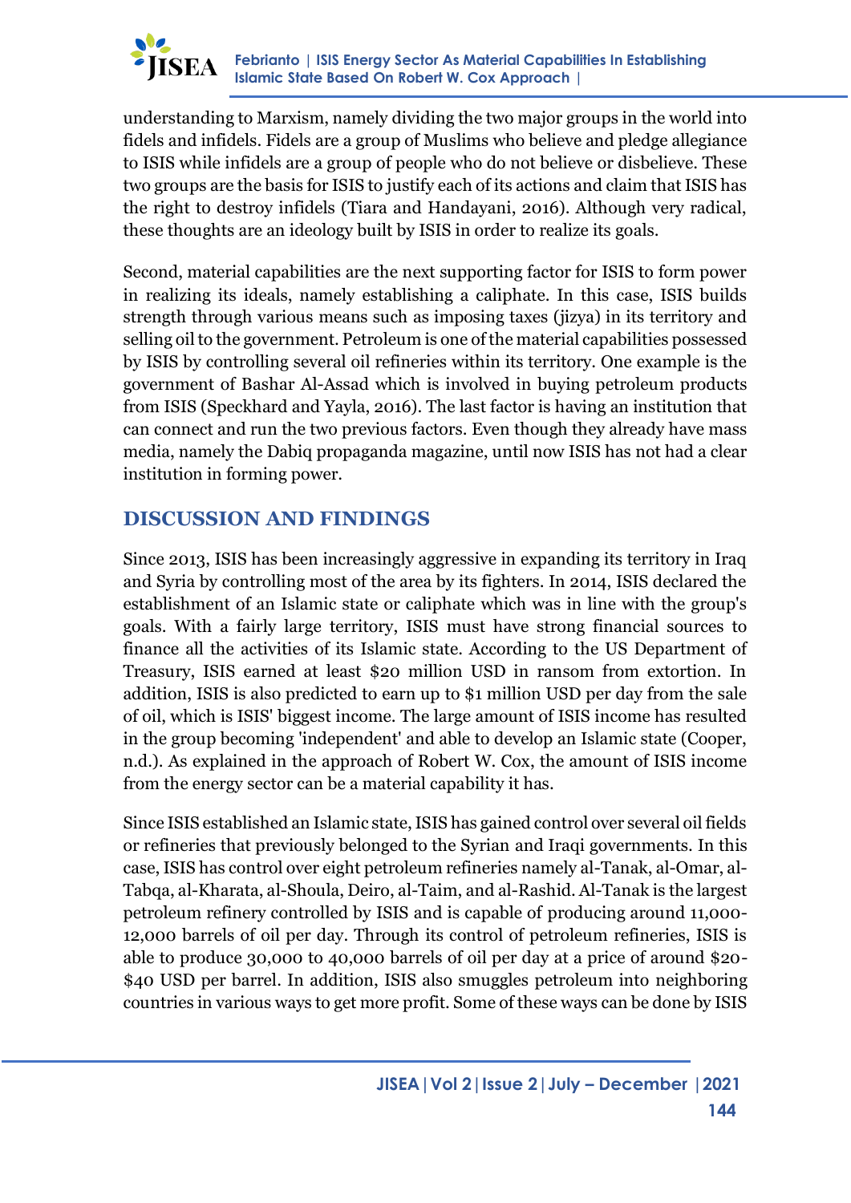understanding to Marxism, namely dividing the two major groups in the world into fidels and infidels. Fidels are a group of Muslims who believe and pledge allegiance to ISIS while infidels are a group of people who do not believe or disbelieve. These two groups are the basis for ISIS to justify each of its actions and claim that ISIS has the right to destroy infidels (Tiara and Handayani, 2016). Although very radical, these thoughts are an ideology built by ISIS in order to realize its goals.

Second, material capabilities are the next supporting factor for ISIS to form power in realizing its ideals, namely establishing a caliphate. In this case, ISIS builds strength through various means such as imposing taxes (jizya) in its territory and selling oil to the government. Petroleum is one of the material capabilities possessed by ISIS by controlling several oil refineries within its territory. One example is the government of Bashar Al-Assad which is involved in buying petroleum products from ISIS (Speckhard and Yayla, 2016). The last factor is having an institution that can connect and run the two previous factors. Even though they already have mass media, namely the Dabiq propaganda magazine, until now ISIS has not had a clear institution in forming power.

## DISCUSSION AND FINDINGS

Since 2013, ISIS has been increasingly aggressive in expanding its territory in Iraq and Syria by controlling most of the area by its fighters. In 2014, ISIS declared the establishment of an Islamic state or caliphate which was in line with the group's goals. With a fairly large territory, ISIS must have strong financial sources to finance all the activities of its Islamic state. According to the US Department of Treasury, ISIS earned at least $20 million USD in ransom from extortion. In addition, ISIS is also predicted to earn up to $1 million USD per day from the sale of oil, which is ISIS' biggest income. The large amount of ISIS income has resulted in the group becoming 'independent' and able to develop an Islamic state (Cooper, n.d.). As explained in the approach of Robert W. Cox, the amount of ISIS income from the energy sector can be a material capability it has.

Since ISIS established an Islamic state, ISIS has gained control over several oil fields or refineries that previously belonged to the Syrian and Iraqi governments. In this case, ISIS has control over eight petroleum refineries namely al-Tanak, al-Omar, al-Tabqa, al-Kharata, al-Shoula, Deiro, al-Taim, and al-Rashid. Al-Tanak is the largest petroleum refinery controlled by ISIS and is capable of producing around 11,000-12,000 barrels of oil per day. Through its control of petroleum refineries, ISIS is able to produce 30,000 to 40,000 barrels of oil per day at a price of around $20-$40 USD per barrel. In addition, ISIS also smuggles petroleum into neighboring countries in various ways to get more profit. Some of these ways can be done by ISIS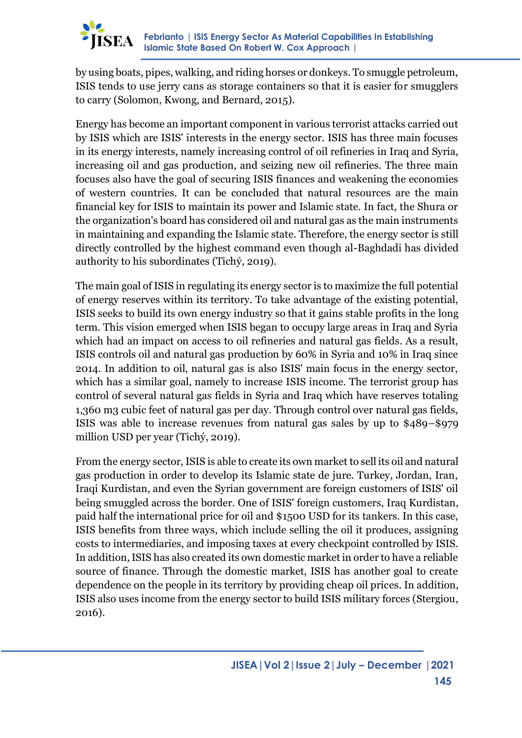by using boats, pipes, walking, and riding horses or donkeys. To smuggle petroleum, ISIS tends to use jerry cans as storage containers so that it is easier for smugglers to carry (Solomon, Kwong, and Bernard, 2015).

Energy has become an important component in various terrorist attacks carried out by ISIS which are ISIS' interests in the energy sector. ISIS has three main focuses in its energy interests, namely increasing control of oil refineries in Iraq and Syria, increasing oil and gas production, and seizing new oil refineries. The three main focuses also have the goal of securing ISIS finances and weakening the economies of western countries. It can be concluded that natural resources are the main financial key for ISIS to maintain its power and Islamic state. In fact, the Shura or the organization's board has considered oil and natural gas as the main instruments in maintaining and expanding the Islamic state. Therefore, the energy sector is still directly controlled by the highest command even though al-Baghdadi has divided authority to his subordinates (Tichý, 2019).

The main goal of ISIS in regulating its energy sector is to maximize the full potential of energy reserves within its territory. To take advantage of the existing potential, ISIS seeks to build its own energy industry so that it gains stable profits in the long term. This vision emerged when ISIS began to occupy large areas in Iraq and Syria which had an impact on access to oil refineries and natural gas fields. As a result, ISIS controls oil and natural gas production by 60% in Syria and 10% in Iraq since 2014. In addition to oil, natural gas is also ISIS' main focus in the energy sector, which has a similar goal, namely to increase ISIS income. The terrorist group has control of several natural gas fields in Syria and Iraq which have reserves totaling 1,360 m3 cubic feet of natural gas per day. Through control over natural gas fields, ISIS was able to increase revenues from natural gas sales by up to $489–$979 million USD per year (Tichý, 2019).

From the energy sector, ISIS is able to create its own market to sell its oil and natural gas production in order to develop its Islamic state de jure. Turkey, Jordan, Iran, Iraqi Kurdistan, and even the Syrian government are foreign customers of ISIS' oil being smuggled across the border. One of ISIS' foreign customers, Iraq Kurdistan, paid half the international price for oil and $1500 USD for its tankers. In this case, ISIS benefits from three ways, which include selling the oil it produces, assigning costs to intermediaries, and imposing taxes at every checkpoint controlled by ISIS. In addition, ISIS has also created its own domestic market in order to have a reliable source of finance. Through the domestic market, ISIS has another goal to create dependence on the people in its territory by providing cheap oil prices. In addition, ISIS also uses income from the energy sector to build ISIS military forces (Stergiou, 2016).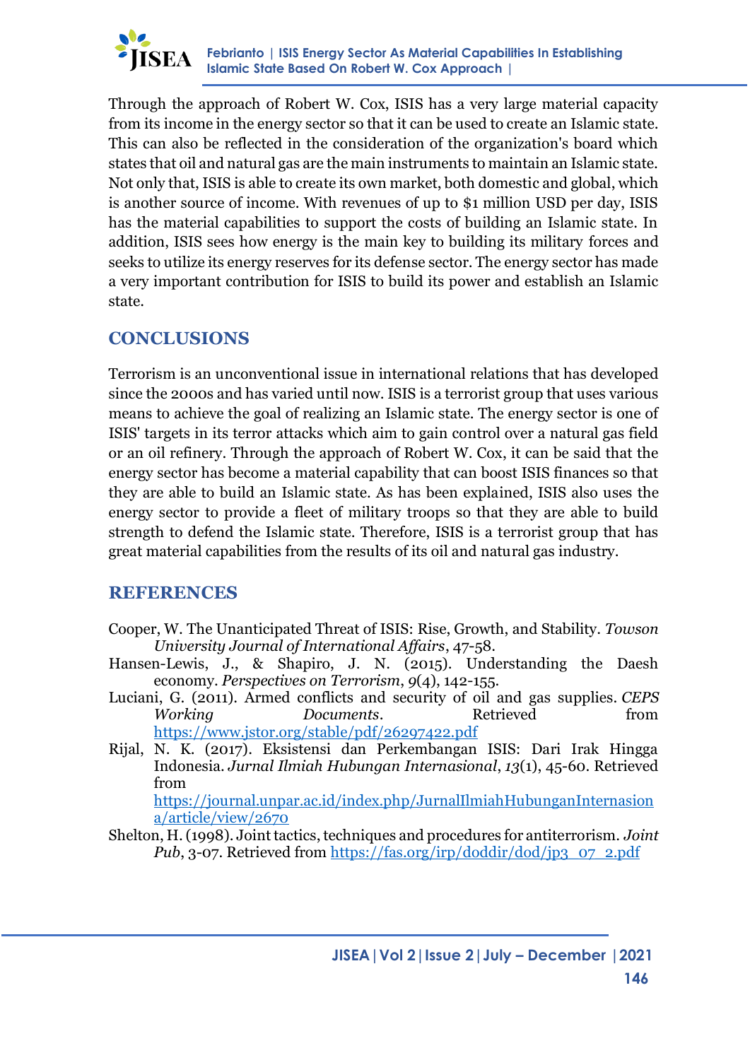Through the approach of Robert W. Cox, ISIS has a very large material capacity from its income in the energy sector so that it can be used to create an Islamic state. This can also be reflected in the consideration of the organization's board which states that oil and natural gas are the main instruments to maintain an Islamic state. Not only that, ISIS is able to create its own market, both domestic and global, which is another source of income. With revenues of up to $1 million USD per day, ISIS has the material capabilities to support the costs of building an Islamic state. In addition, ISIS sees how energy is the main key to building its military forces and seeks to utilize its energy reserves for its defense sector. The energy sector has made a very important contribution for ISIS to build its power and establish an Islamic state.

## CONCLUSIONS

Terrorism is an unconventional issue in international relations that has developed since the 2000s and has varied until now. ISIS is a terrorist group that uses various means to achieve the goal of realizing an Islamic state. The energy sector is one of ISIS' targets in its terror attacks which aim to gain control over a natural gas field or an oil refinery. Through the approach of Robert W. Cox, it can be said that the energy sector has become a material capability that can boost ISIS finances so that they are able to build an Islamic state. As has been explained, ISIS also uses the energy sector to provide a fleet of military troops so that they are able to build strength to defend the Islamic state. Therefore, ISIS is a terrorist group that has great material capabilities from the results of its oil and natural gas industry.

## REFERENCES

Cooper, W. The Unanticipated Threat of ISIS: Rise, Growth, and Stability. *Towson University Journal of International Affairs*, 47-58.

Hansen-Lewis, J., & Shapiro, J. N. (2015). Understanding the Daesh economy. *Perspectives on Terrorism*, *9*(4), 142-155.

Luciani, G. (2011). Armed conflicts and security of oil and gas supplies. *CEPS Working Documents*. Retrieved from https://www.jstor.org/stable/pdf/26297422.pdf

Rijal, N. K. (2017). Eksistensi dan Perkembangan ISIS: Dari Irak Hingga Indonesia. *Jurnal Ilmiah Hubungan Internasional*, *13*(1), 45-60. Retrieved from https://journal.unpar.ac.id/index.php/JurnalIlmiahHubunganInternasiona/article/view/2670

Shelton, H. (1998). Joint tactics, techniques and procedures for antiterrorism. *Joint Pub*, 3-07. Retrieved from https://fas.org/irp/doddir/dod/jp3_07_2.pdf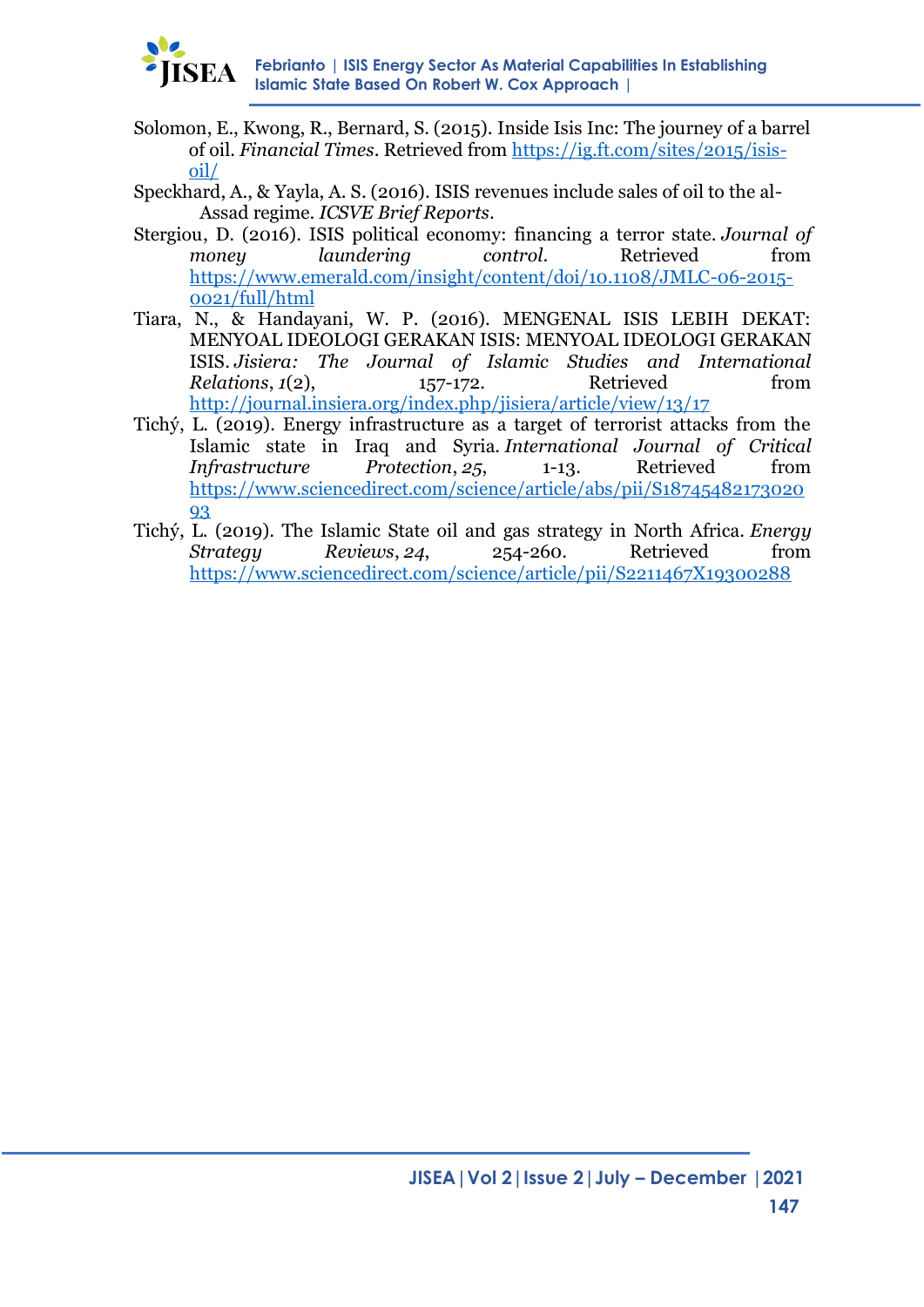Solomon, E., Kwong, R., Bernard, S. (2015). Inside Isis Inc: The journey of a barrel of oil. *Financial Times*. Retrieved from https://ig.ft.com/sites/2015/isis-oil/

Speckhard, A., & Yayla, A. S. (2016). ISIS revenues include sales of oil to the al-Assad regime. *ICSVE Brief Reports*.

Stergiou, D. (2016). ISIS political economy: financing a terror state. *Journal of money laundering control*. Retrieved from https://www.emerald.com/insight/content/doi/10.1108/JMLC-06-2015-0021/full/html

Tiara, N., & Handayani, W. P. (2016). MENGENAL ISIS LEBIH DEKAT: MENYOAL IDEOLOGI GERAKAN ISIS: MENYOAL IDEOLOGI GERAKAN ISIS. *Jisiera: The Journal of Islamic Studies and International Relations*, *1*(2), 157-172. Retrieved from http://journal.insiera.org/index.php/jisiera/article/view/13/17

Tichý, L. (2019). Energy infrastructure as a target of terrorist attacks from the Islamic state in Iraq and Syria. *International Journal of Critical Infrastructure Protection*, *25*, 1-13. Retrieved from https://www.sciencedirect.com/science/article/abs/pii/S1874548217302093

Tichý, L. (2019). The Islamic State oil and gas strategy in North Africa. *Energy Strategy Reviews*, *24*, 254-260. Retrieved from https://www.sciencedirect.com/science/article/pii/S2211467X19300288